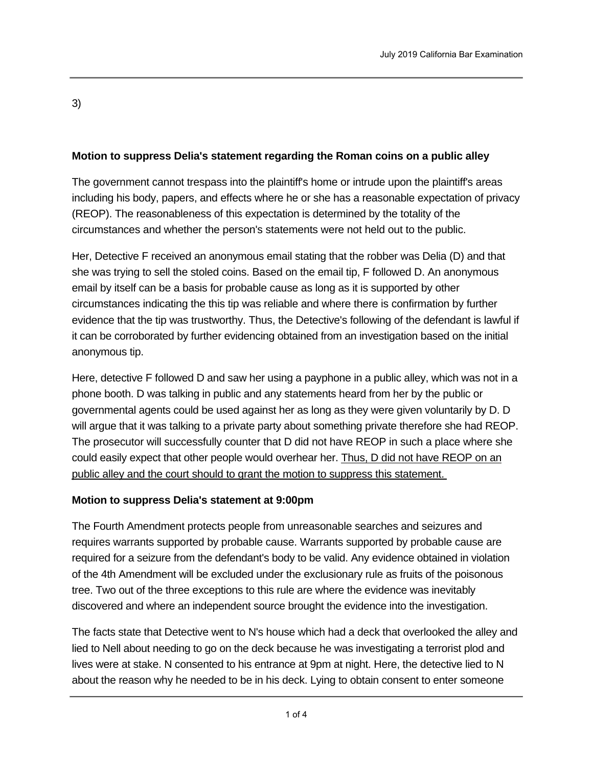3)

**Motion to suppress Delia's statement regarding the Roman coins on a public alley**

The government cannot trespass into the plaintiff's home or intrude upon the plaintiff's areas including his body, papers, and effects where he or she has a reasonable expectation of privacy (REOP). The reasonableness of this expectation is determined by the totality of the circumstances and whether the person's statements were not held out to the public.

Her, Detective F received an anonymous email stating that the robber was Delia (D) and that she was trying to sell the stoled coins. Based on the email tip, F followed D. An anonymous email by itself can be a basis for probable cause as long as it is supported by other circumstances indicating the this tip was reliable and where there is confirmation by further evidence that the tip was trustworthy. Thus, the Detective's following of the defendant is lawful if it can be corroborated by further evidencing obtained from an investigation based on the initial anonymous tip.

Here, detective F followed D and saw her using a payphone in a public alley, which was not in a phone booth. D was talking in public and any statements heard from her by the public or governmental agents could be used against her as long as they were given voluntarily by D. D will argue that it was talking to a private party about something private therefore she had REOP. The prosecutor will successfully counter that D did not have REOP in such a place where she could easily expect that other people would overhear her. <u>Thus, D did not have REOP on an public alley and the court should to grant the motion to suppress this statement.</u>

**Motion to suppress Delia's statement at 9:00pm**

The Fourth Amendment protects people from unreasonable searches and seizures and requires warrants supported by probable cause. Warrants supported by probable cause are required for a seizure from the defendant's body to be valid. Any evidence obtained in violation of the 4th Amendment will be excluded under the exclusionary rule as fruits of the poisonous tree. Two out of the three exceptions to this rule are where the evidence was inevitably discovered and where an independent source brought the evidence into the investigation.

The facts state that Detective went to N's house which had a deck that overlooked the alley and lied to Nell about needing to go on the deck because he was investigating a terrorist plod and lives were at stake. N consented to his entrance at 9pm at night. Here, the detective lied to N about the reason why he needed to be in his deck. Lying to obtain consent to enter someone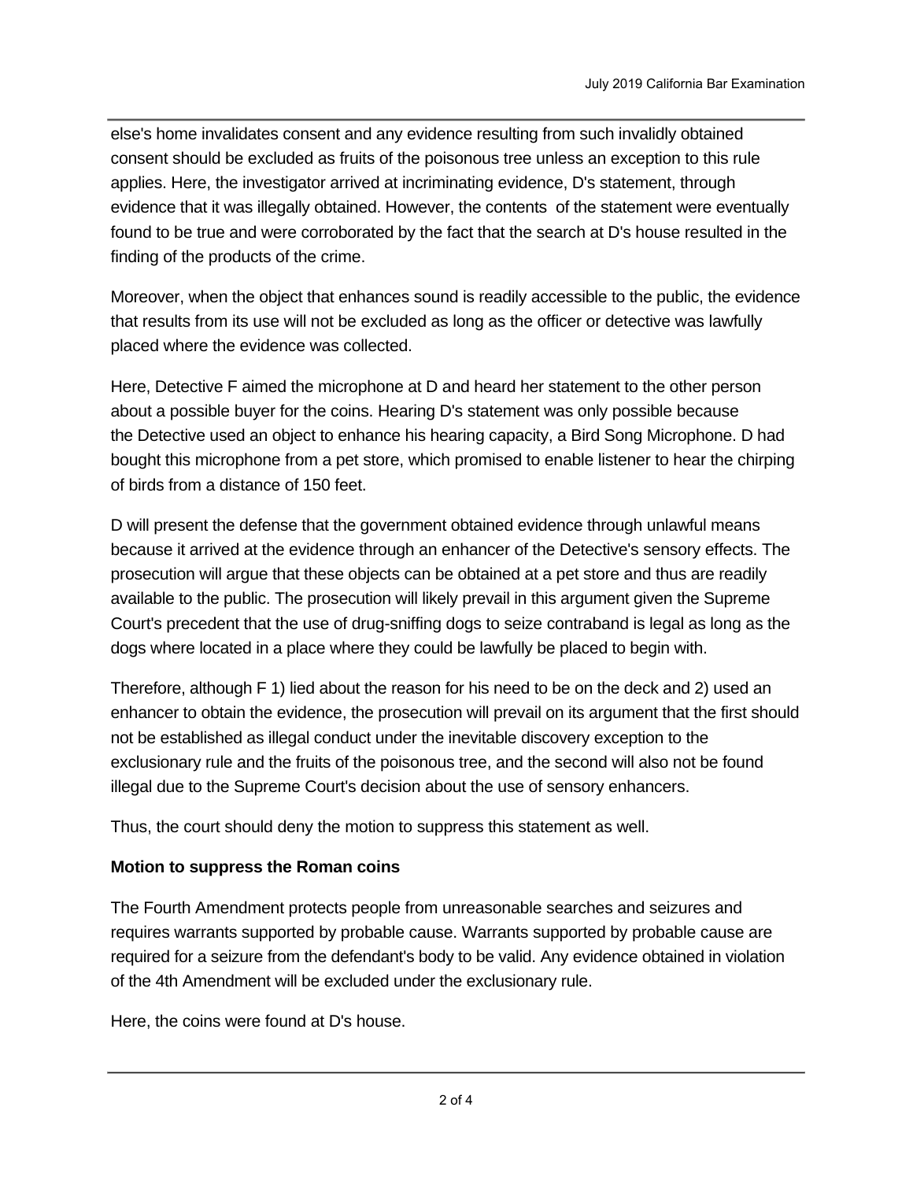else's home invalidates consent and any evidence resulting from such invalidly obtained consent should be excluded as fruits of the poisonous tree unless an exception to this rule applies. Here, the investigator arrived at incriminating evidence, D's statement, through evidence that it was illegally obtained. However, the contents of the statement were eventually found to be true and were corroborated by the fact that the search at D's house resulted in the finding of the products of the crime.

Moreover, when the object that enhances sound is readily accessible to the public, the evidence that results from its use will not be excluded as long as the officer or detective was lawfully placed where the evidence was collected.

Here, Detective F aimed the microphone at D and heard her statement to the other person about a possible buyer for the coins. Hearing D's statement was only possible because the Detective used an object to enhance his hearing capacity, a Bird Song Microphone. D had bought this microphone from a pet store, which promised to enable listener to hear the chirping of birds from a distance of 150 feet.

D will present the defense that the government obtained evidence through unlawful means because it arrived at the evidence through an enhancer of the Detective's sensory effects. The prosecution will argue that these objects can be obtained at a pet store and thus are readily available to the public. The prosecution will likely prevail in this argument given the Supreme Court's precedent that the use of drug-sniffing dogs to seize contraband is legal as long as the dogs where located in a place where they could be lawfully be placed to begin with.

Therefore, although F 1) lied about the reason for his need to be on the deck and 2) used an enhancer to obtain the evidence, the prosecution will prevail on its argument that the first should not be established as illegal conduct under the inevitable discovery exception to the exclusionary rule and the fruits of the poisonous tree, and the second will also not be found illegal due to the Supreme Court's decision about the use of sensory enhancers.

Thus, the court should deny the motion to suppress this statement as well.

**Motion to suppress the Roman coins**

The Fourth Amendment protects people from unreasonable searches and seizures and requires warrants supported by probable cause. Warrants supported by probable cause are required for a seizure from the defendant's body to be valid. Any evidence obtained in violation of the 4th Amendment will be excluded under the exclusionary rule.

Here, the coins were found at D's house.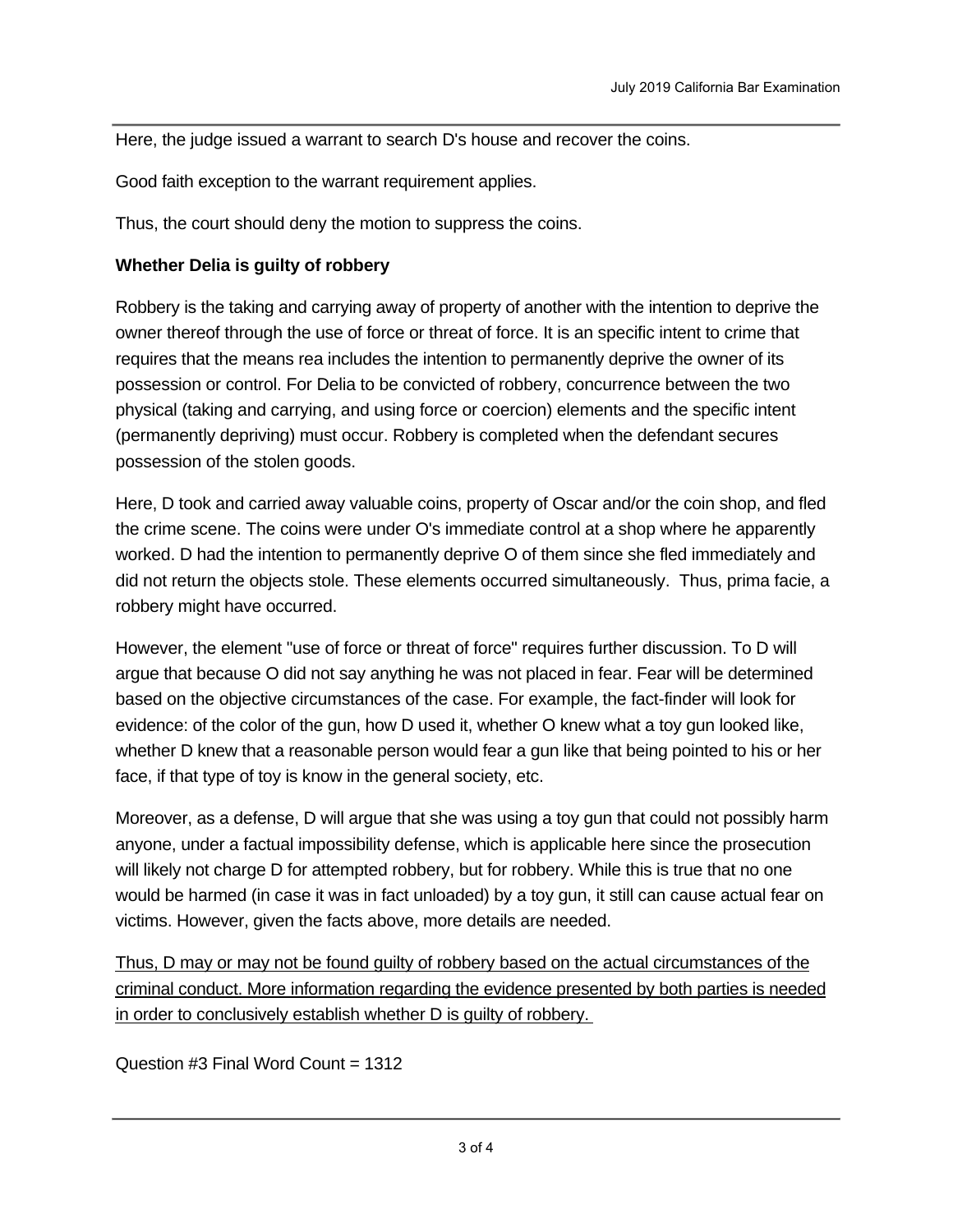Here, the judge issued a warrant to search D's house and recover the coins.

Good faith exception to the warrant requirement applies.

Thus, the court should deny the motion to suppress the coins.

**Whether Delia is guilty of robbery**

Robbery is the taking and carrying away of property of another with the intention to deprive the owner thereof through the use of force or threat of force. It is an specific intent to crime that requires that the means rea includes the intention to permanently deprive the owner of its possession or control. For Delia to be convicted of robbery, concurrence between the two physical (taking and carrying, and using force or coercion) elements and the specific intent (permanently depriving) must occur. Robbery is completed when the defendant secures possession of the stolen goods.

Here, D took and carried away valuable coins, property of Oscar and/or the coin shop, and fled the crime scene. The coins were under O's immediate control at a shop where he apparently worked. D had the intention to permanently deprive O of them since she fled immediately and did not return the objects stole. These elements occurred simultaneously. Thus, prima facie, a robbery might have occurred.

However, the element "use of force or threat of force" requires further discussion. To D will argue that because O did not say anything he was not placed in fear. Fear will be determined based on the objective circumstances of the case. For example, the fact-finder will look for evidence: of the color of the gun, how D used it, whether O knew what a toy gun looked like, whether D knew that a reasonable person would fear a gun like that being pointed to his or her face, if that type of toy is know in the general society, etc.

Moreover, as a defense, D will argue that she was using a toy gun that could not possibly harm anyone, under a factual impossibility defense, which is applicable here since the prosecution will likely not charge D for attempted robbery, but for robbery. While this is true that no one would be harmed (in case it was in fact unloaded) by a toy gun, it still can cause actual fear on victims. However, given the facts above, more details are needed.

<u>Thus, D may or may not be found guilty of robbery based on the actual circumstances of the criminal conduct. More information regarding the evidence presented by both parties is needed in order to conclusively establish whether D is guilty of robbery.</u>

Question #3 Final Word Count = 1312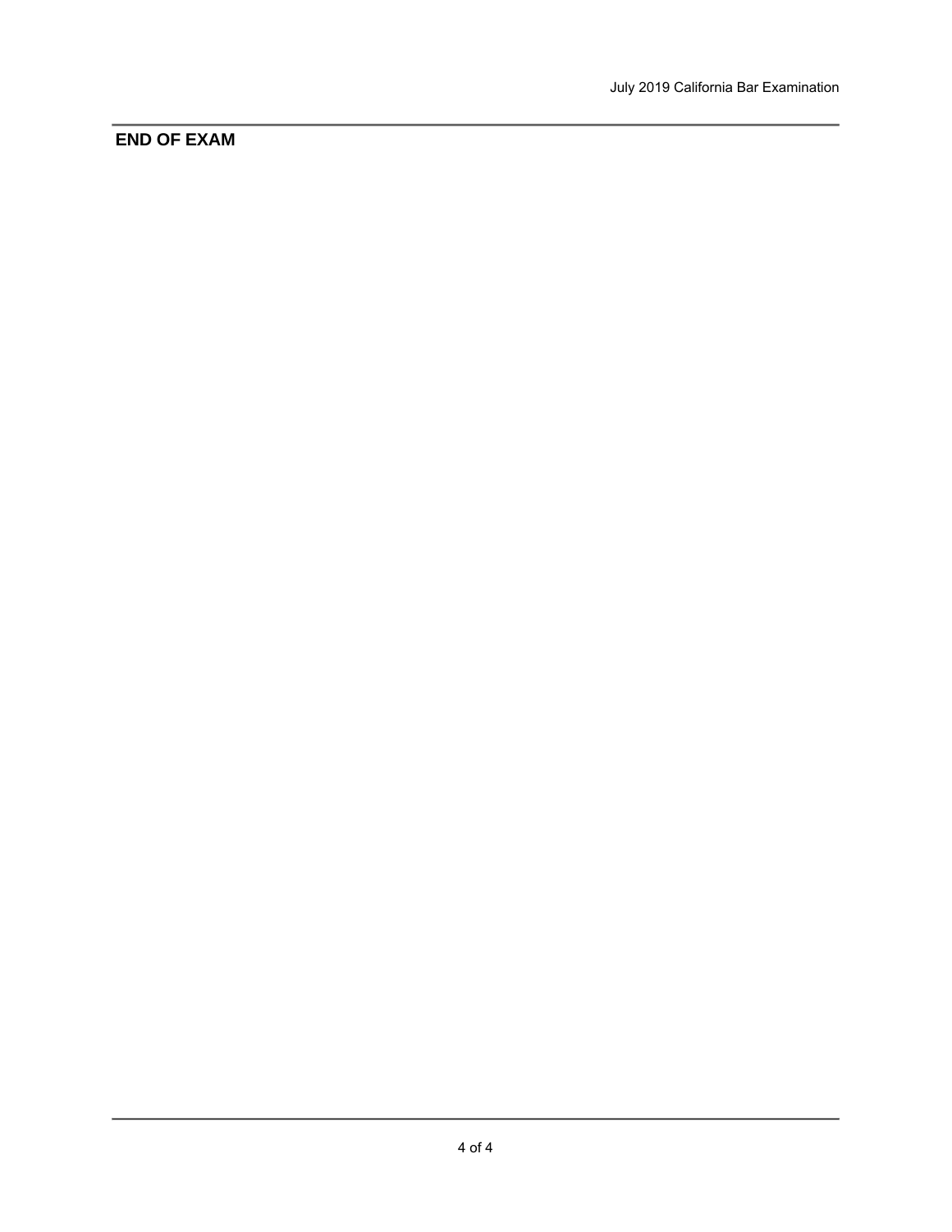**END OF EXAM**